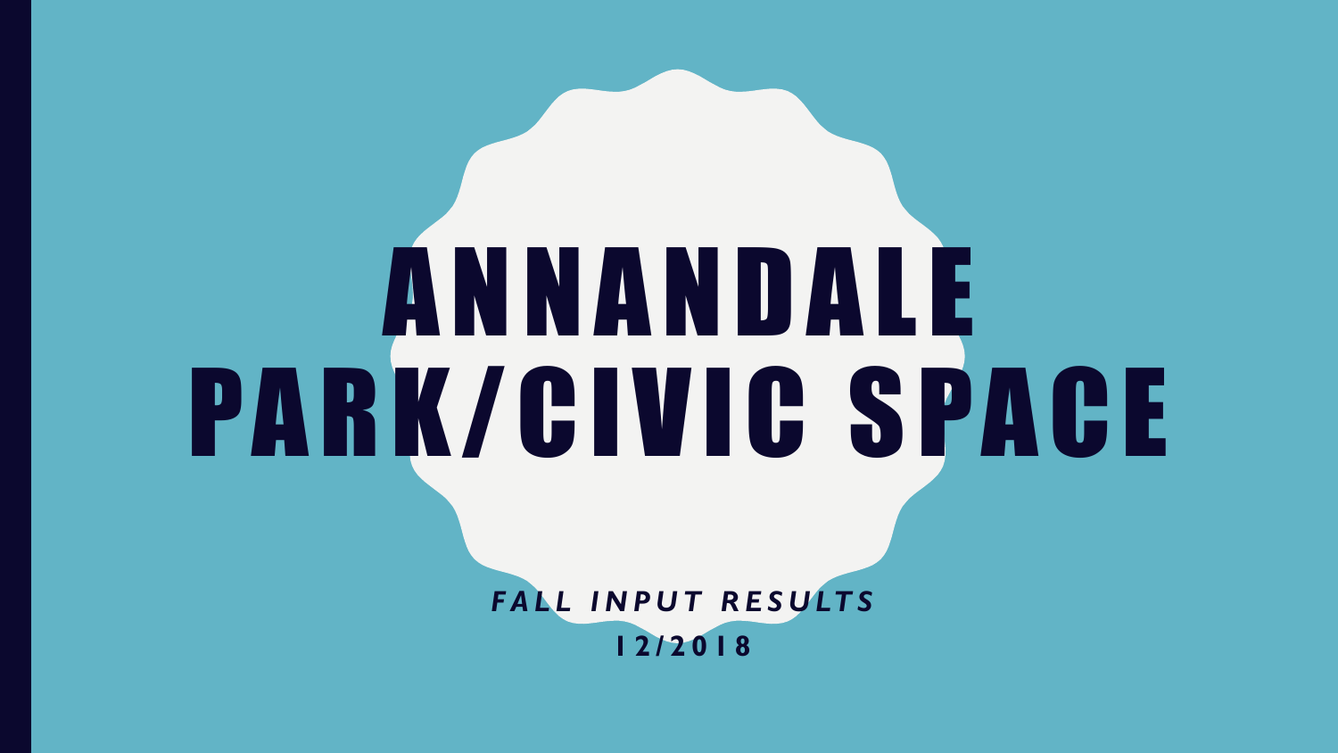# ANNANDALE PARK/CIVIC SPACE

***FALL INPUT RESULTS***

**12/2018**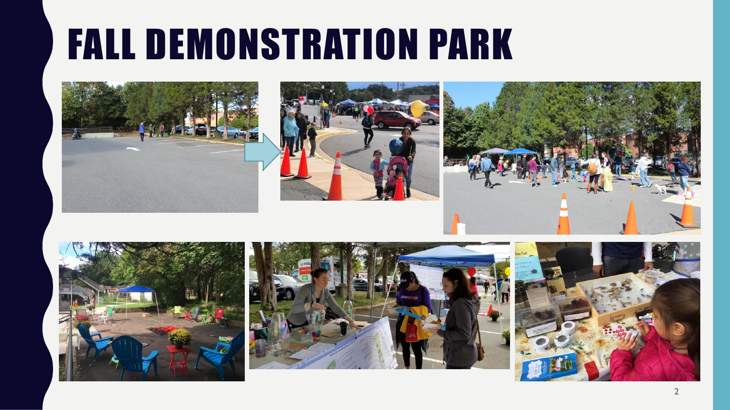# FALL DEMONSTRATION PARK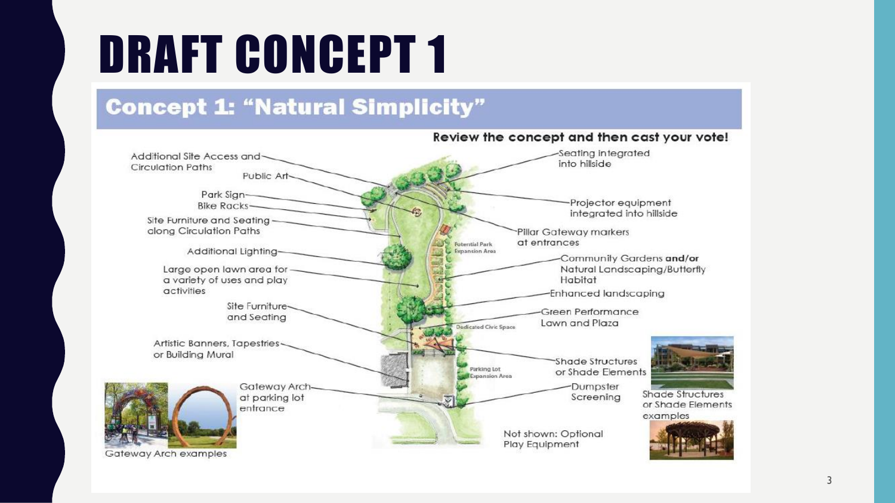# DRAFT CONCEPT 1

## Concept 1: "Natural Simplicity"

**Review the concept and then cast your vote!**

- Additional Site Access and Circulation Paths
- Public Art
- Park Sign
- Bike Racks
- Site Furniture and Seating along Circulation Paths
- Additional Lighting
- Large open lawn area for a variety of uses and play activities
- Site Furniture and Seating
- Artistic Banners, Tapestries or Building Mural
- Gateway Arch at parking lot entrance
- Seating integrated into hillside
- Projector equipment integrated into hillside
- Pillar Gateway markers at entrances
- Community Gardens **and/or** Natural Landscaping/Butterfly Habitat
- Enhanced landscaping
- Green Performance Lawn and Plaza
- Shade Structures or Shade Elements
- Dumpster Screening

Potential Park Expansion Area

Dedicated Civic Space

Parking Lot Expansion Area

Not shown: Optional Play Equipment

Gateway Arch examples

Shade Structures or Shade Elements examples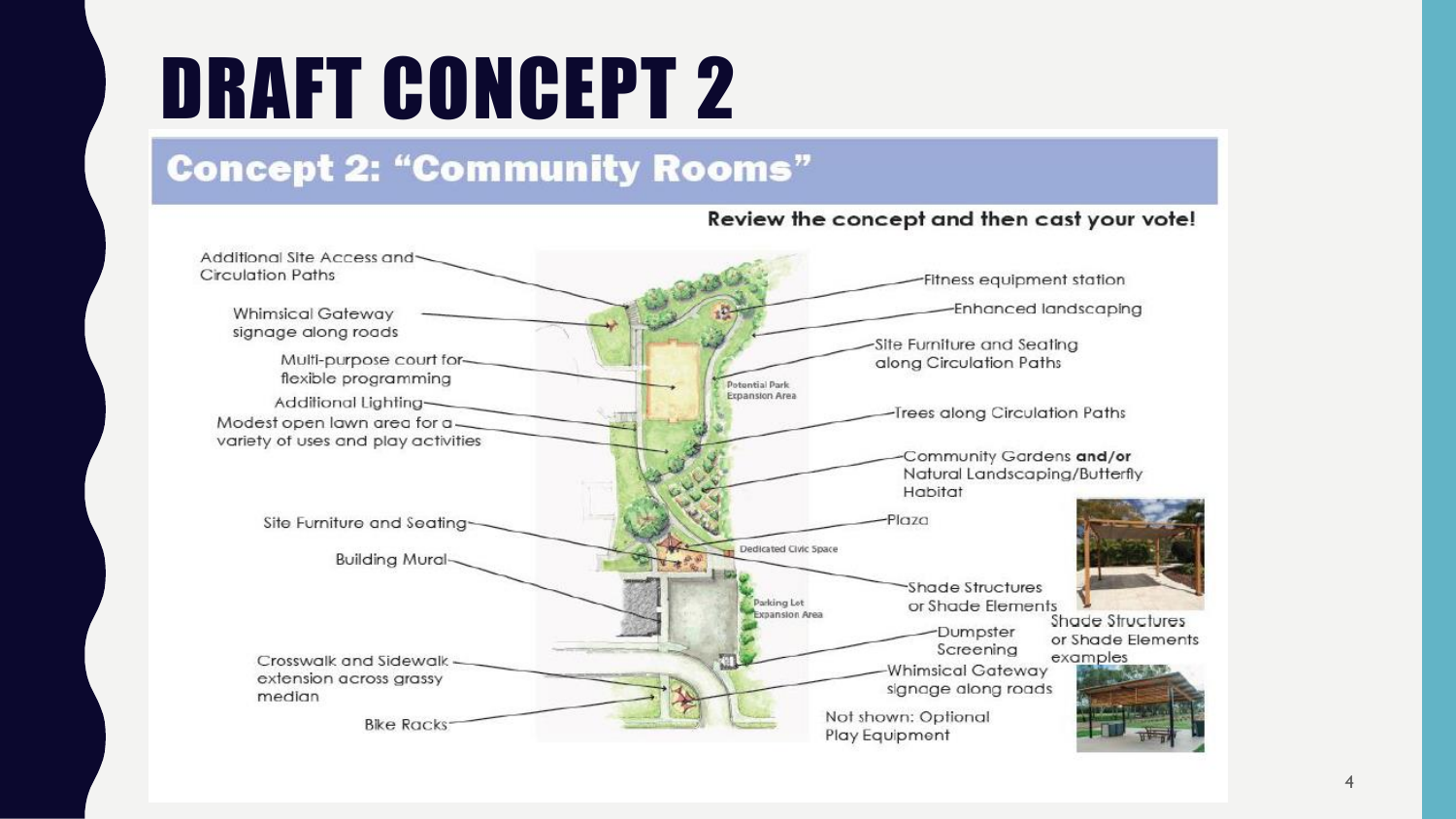# DRAFT CONCEPT 2

## Concept 2: "Community Rooms"

**Review the concept and then cast your vote!**

- Additional Site Access and Circulation Paths
- Whimsical Gateway signage along roads
- Multi-purpose court for flexible programming
- Additional Lighting
- Modest open lawn area for a variety of uses and play activities
- Site Furniture and Seating
- Building Mural
- Crosswalk and Sidewalk extension across grassy median
- Bike Racks
- Fitness equipment station
- Enhanced landscaping
- Site Furniture and Seating along Circulation Paths
- Trees along Circulation Paths
- Community Gardens **and/or** Natural Landscaping/Butterfly Habitat
- Plaza
- Shade Structures or Shade Elements
- Dumpster Screening
- Whimsical Gateway signage along roads

Potential Park Expansion Area

Dedicated Civic Space

Parking Lot Expansion Area

Not shown: Optional Play Equipment

Shade Structures or Shade Elements examples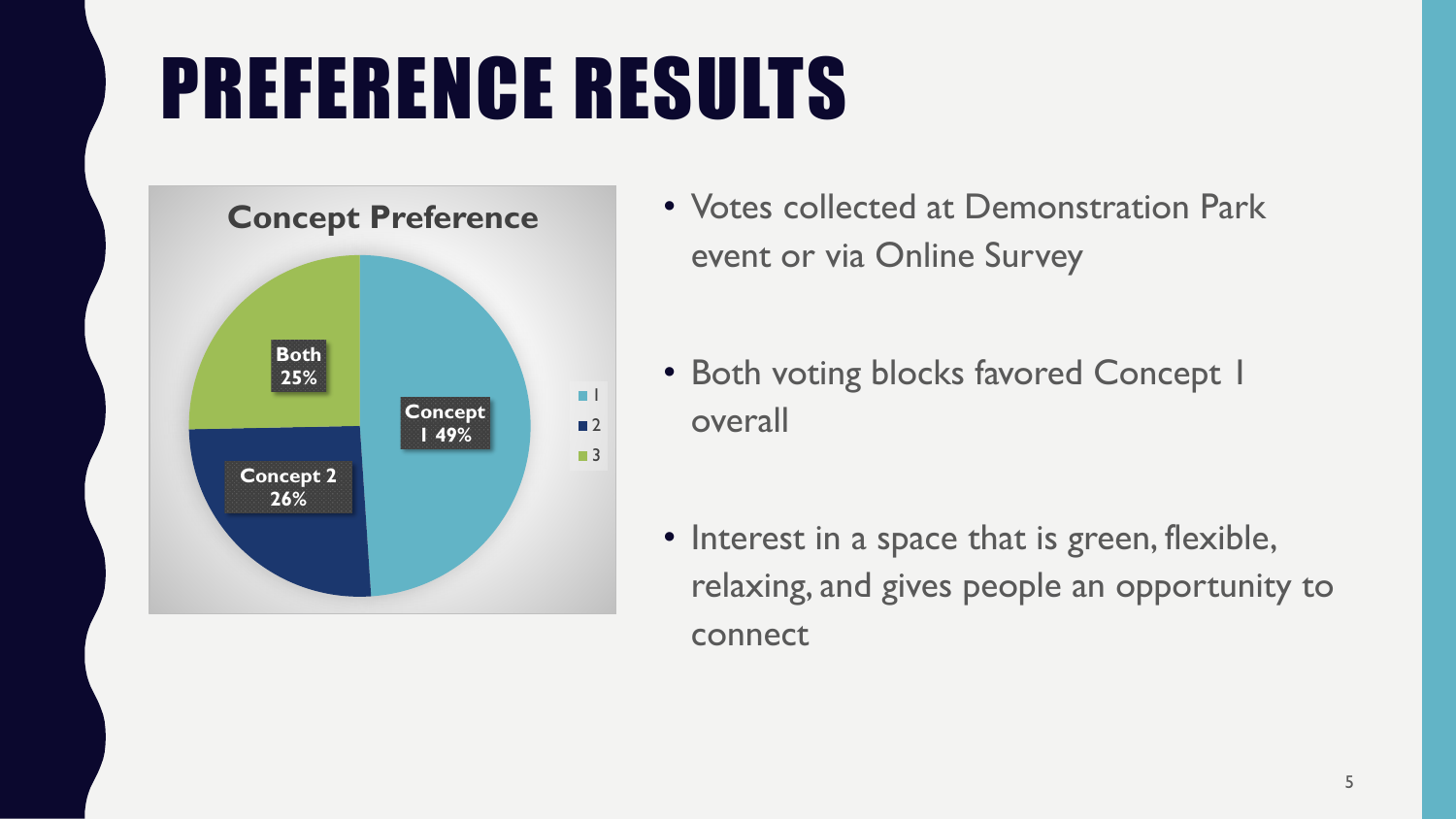# PREFERENCE RESULTS

**Concept Preference**

- Concept 1: 49%
- Concept 2: 26%
- Both: 25%

- Votes collected at Demonstration Park event or via Online Survey
- Both voting blocks favored Concept 1 overall
- Interest in a space that is green, flexible, relaxing, and gives people an opportunity to connect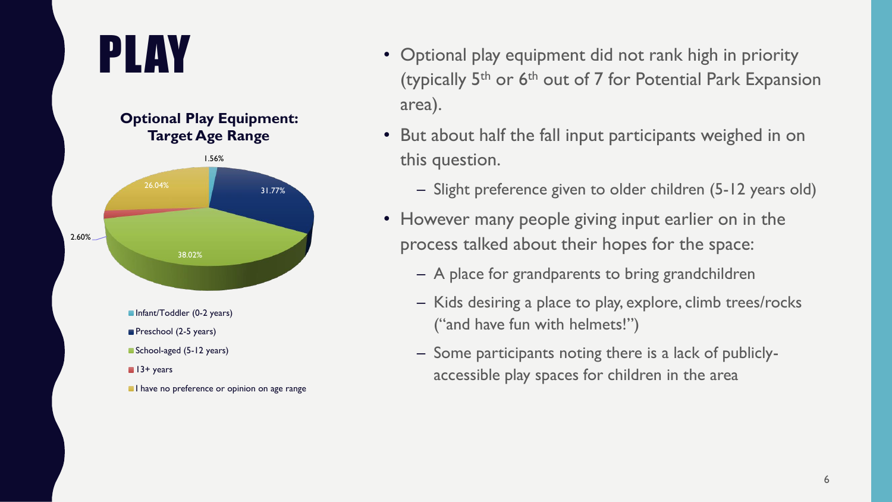# PLAY

**Optional Play Equipment: Target Age Range**

| Target Age Range | Percentage |
| --- | --- |
| Infant/Toddler (0-2 years) | 1.56% |
| Preschool (2-5 years) | 31.77% |
| School-aged (5-12 years) | 38.02% |
| 13+ years | 2.60% |
| I have no preference or opinion on age range | 26.04% |

- Optional play equipment did not rank high in priority (typically 5th or 6th out of 7 for Potential Park Expansion area).
- But about half the fall input participants weighed in on this question.
  - Slight preference given to older children (5-12 years old)
- However many people giving input earlier on in the process talked about their hopes for the space:
  - A place for grandparents to bring grandchildren
  - Kids desiring a place to play, explore, climb trees/rocks ("and have fun with helmets!")
  - Some participants noting there is a lack of publicly-accessible play spaces for children in the area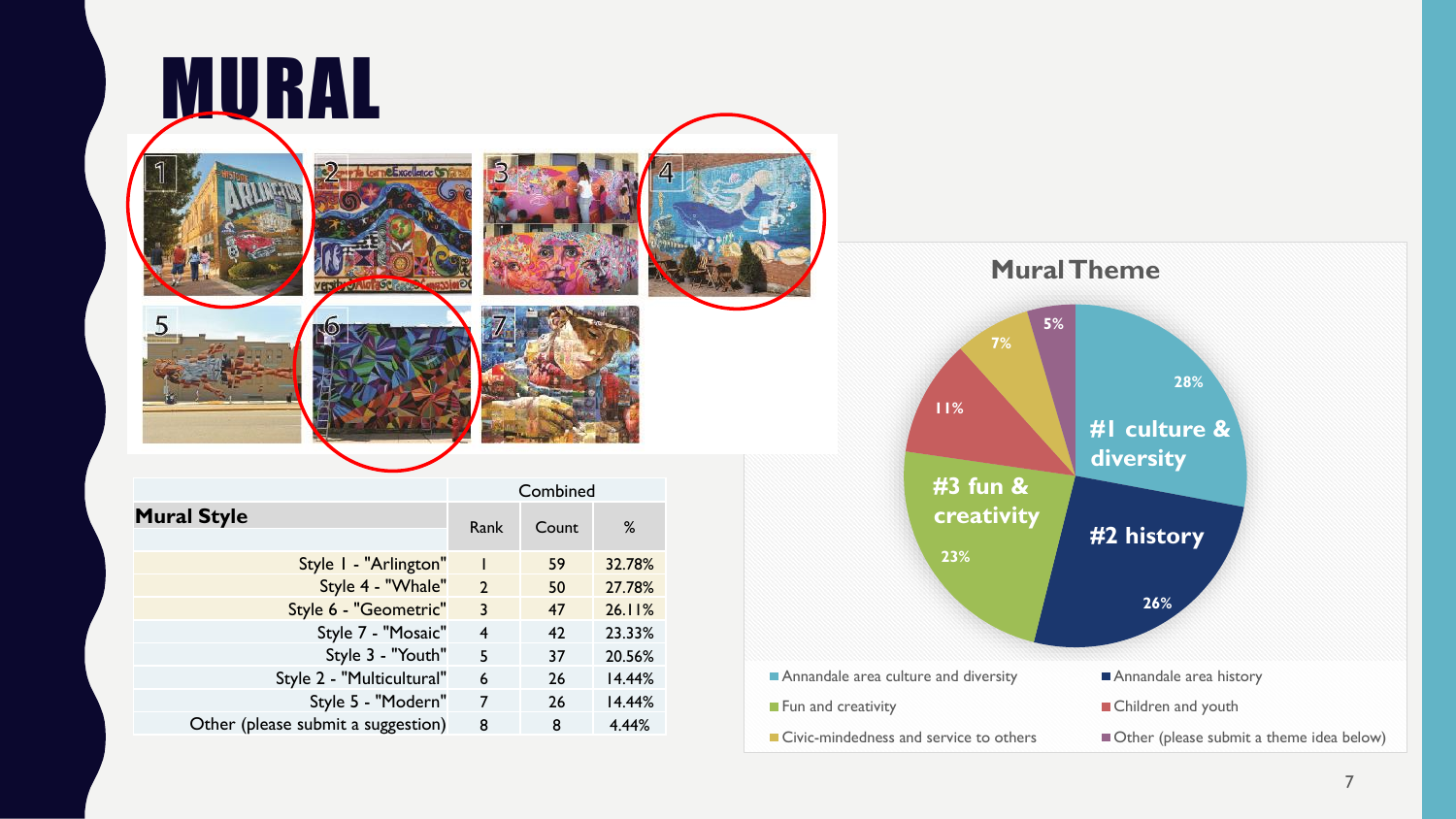# MURAL

1 2 3 4

5 6 7

| Mural Style | Combined | | |
|---|---|---|---|
| | Rank | Count | % |
| Style 1 - "Arlington" | 1 | 59 | 32.78% |
| Style 4 - "Whale" | 2 | 50 | 27.78% |
| Style 6 - "Geometric" | 3 | 47 | 26.11% |
| Style 7 - "Mosaic" | 4 | 42 | 23.33% |
| Style 3 - "Youth" | 5 | 37 | 20.56% |
| Style 2 - "Multicultural" | 6 | 26 | 14.44% |
| Style 5 - "Modern" | 7 | 26 | 14.44% |
| Other (please submit a suggestion) | 8 | 8 | 4.44% |

Mural Theme

28%
#1 culture & diversity

#2 history
26%

#3 fun & creativity
23%

11%

7%

5%

Annandale area culture and diversity
Annandale area history
Fun and creativity
Children and youth
Civic-mindedness and service to others
Other (please submit a theme idea below)